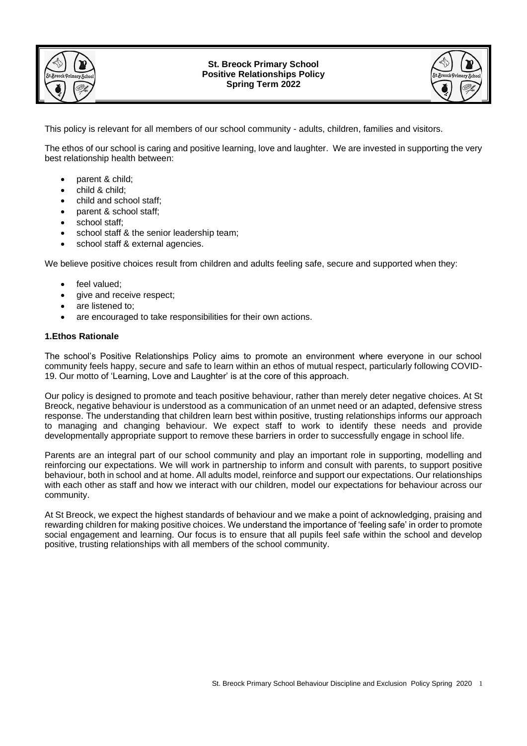# St. Breock Primary School
## Positive Relationships Policy
### Spring Term 2022

This policy is relevant for all members of our school community - adults, children, families and visitors.

The ethos of our school is caring and positive learning, love and laughter. We are invested in supporting the very best relationship health between:

- parent & child;
- child & child;
- child and school staff;
- parent & school staff;
- school staff;
- school staff & the senior leadership team;
- school staff & external agencies.

We believe positive choices result from children and adults feeling safe, secure and supported when they:

- feel valued;
- give and receive respect;
- are listened to;
- are encouraged to take responsibilities for their own actions.

**1.Ethos Rationale**

The school's Positive Relationships Policy aims to promote an environment where everyone in our school community feels happy, secure and safe to learn within an ethos of mutual respect, particularly following COVID-19. Our motto of 'Learning, Love and Laughter' is at the core of this approach.

Our policy is designed to promote and teach positive behaviour, rather than merely deter negative choices. At St Breock, negative behaviour is understood as a communication of an unmet need or an adapted, defensive stress response. The understanding that children learn best within positive, trusting relationships informs our approach to managing and changing behaviour. We expect staff to work to identify these needs and provide developmentally appropriate support to remove these barriers in order to successfully engage in school life.

Parents are an integral part of our school community and play an important role in supporting, modelling and reinforcing our expectations. We will work in partnership to inform and consult with parents, to support positive behaviour, both in school and at home. All adults model, reinforce and support our expectations. Our relationships with each other as staff and how we interact with our children, model our expectations for behaviour across our community.

At St Breock, we expect the highest standards of behaviour and we make a point of acknowledging, praising and rewarding children for making positive choices. We understand the importance of 'feeling safe' in order to promote social engagement and learning. Our focus is to ensure that all pupils feel safe within the school and develop positive, trusting relationships with all members of the school community.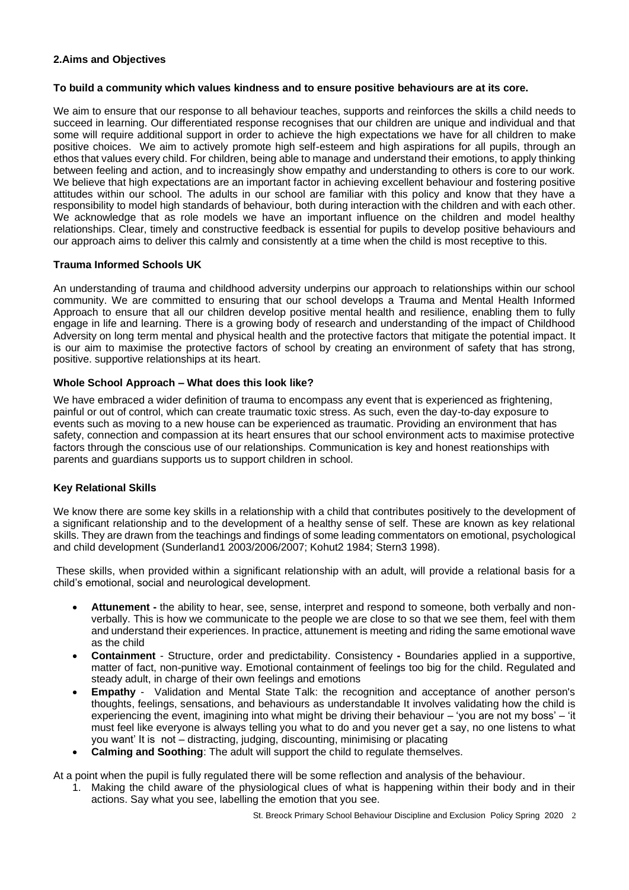## 2.Aims and Objectives

**To build a community which values kindness and to ensure positive behaviours are at its core.**

We aim to ensure that our response to all behaviour teaches, supports and reinforces the skills a child needs to succeed in learning. Our differentiated response recognises that our children are unique and individual and that some will require additional support in order to achieve the high expectations we have for all children to make positive choices. We aim to actively promote high self-esteem and high aspirations for all pupils, through an ethos that values every child. For children, being able to manage and understand their emotions, to apply thinking between feeling and action, and to increasingly show empathy and understanding to others is core to our work. We believe that high expectations are an important factor in achieving excellent behaviour and fostering positive attitudes within our school. The adults in our school are familiar with this policy and know that they have a responsibility to model high standards of behaviour, both during interaction with the children and with each other. We acknowledge that as role models we have an important influence on the children and model healthy relationships. Clear, timely and constructive feedback is essential for pupils to develop positive behaviours and our approach aims to deliver this calmly and consistently at a time when the child is most receptive to this.

### Trauma Informed Schools UK

An understanding of trauma and childhood adversity underpins our approach to relationships within our school community. We are committed to ensuring that our school develops a Trauma and Mental Health Informed Approach to ensure that all our children develop positive mental health and resilience, enabling them to fully engage in life and learning. There is a growing body of research and understanding of the impact of Childhood Adversity on long term mental and physical health and the protective factors that mitigate the potential impact. It is our aim to maximise the protective factors of school by creating an environment of safety that has strong, positive. supportive relationships at its heart.

### Whole School Approach – What does this look like?

We have embraced a wider definition of trauma to encompass any event that is experienced as frightening, painful or out of control, which can create traumatic toxic stress. As such, even the day-to-day exposure to events such as moving to a new house can be experienced as traumatic. Providing an environment that has safety, connection and compassion at its heart ensures that our school environment acts to maximise protective factors through the conscious use of our relationships. Communication is key and honest relationships with parents and guardians supports us to support children in school.

### Key Relational Skills

We know there are some key skills in a relationship with a child that contributes positively to the development of a significant relationship and to the development of a healthy sense of self. These are known as key relational skills. They are drawn from the teachings and findings of some leading commentators on emotional, psychological and child development (Sunderland1 2003/2006/2007; Kohut2 1984; Stern3 1998).

These skills, when provided within a significant relationship with an adult, will provide a relational basis for a child's emotional, social and neurological development.

- **Attunement -** the ability to hear, see, sense, interpret and respond to someone, both verbally and non-verbally. This is how we communicate to the people we are close to so that we see them, feel with them and understand their experiences. In practice, attunement is meeting and riding the same emotional wave as the child
- **Containment** - Structure, order and predictability. Consistency **-** Boundaries applied in a supportive, matter of fact, non-punitive way. Emotional containment of feelings too big for the child. Regulated and steady adult, in charge of their own feelings and emotions
- **Empathy** - Validation and Mental State Talk: the recognition and acceptance of another person's thoughts, feelings, sensations, and behaviours as understandable It involves validating how the child is experiencing the event, imagining into what might be driving their behaviour – 'you are not my boss' – 'it must feel like everyone is always telling you what to do and you never get a say, no one listens to what you want' It is not – distracting, judging, discounting, minimising or placating
- **Calming and Soothing**: The adult will support the child to regulate themselves.

At a point when the pupil is fully regulated there will be some reflection and analysis of the behaviour.

1. Making the child aware of the physiological clues of what is happening within their body and in their actions. Say what you see, labelling the emotion that you see.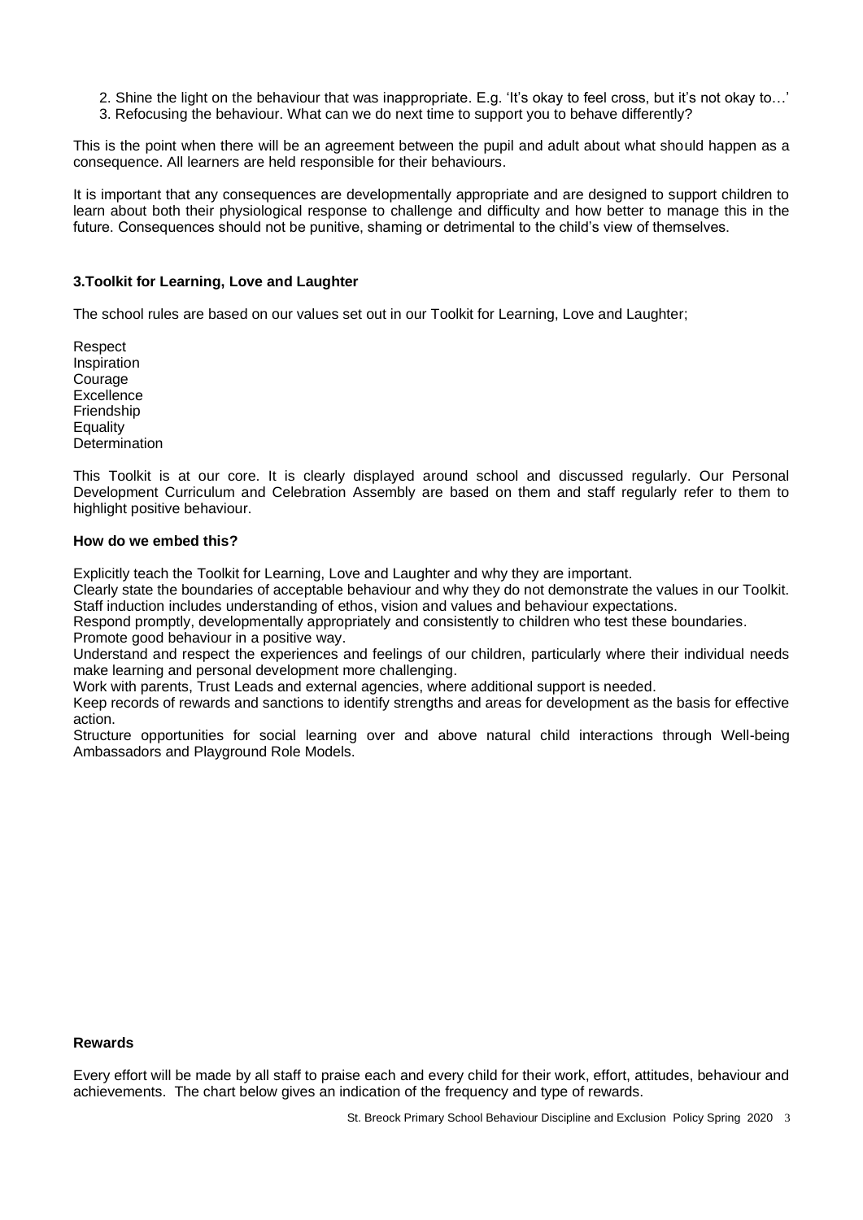2. Shine the light on the behaviour that was inappropriate. E.g. 'It's okay to feel cross, but it's not okay to…'
3. Refocusing the behaviour. What can we do next time to support you to behave differently?

This is the point when there will be an agreement between the pupil and adult about what should happen as a consequence. All learners are held responsible for their behaviours.

It is important that any consequences are developmentally appropriate and are designed to support children to learn about both their physiological response to challenge and difficulty and how better to manage this in the future. Consequences should not be punitive, shaming or detrimental to the child's view of themselves.

### 3.Toolkit for Learning, Love and Laughter

The school rules are based on our values set out in our Toolkit for Learning, Love and Laughter;

Respect
Inspiration
Courage
Excellence
Friendship
Equality
Determination

This Toolkit is at our core. It is clearly displayed around school and discussed regularly. Our Personal Development Curriculum and Celebration Assembly are based on them and staff regularly refer to them to highlight positive behaviour.

**How do we embed this?**

Explicitly teach the Toolkit for Learning, Love and Laughter and why they are important.
Clearly state the boundaries of acceptable behaviour and why they do not demonstrate the values in our Toolkit.
Staff induction includes understanding of ethos, vision and values and behaviour expectations.
Respond promptly, developmentally appropriately and consistently to children who test these boundaries.
Promote good behaviour in a positive way.
Understand and respect the experiences and feelings of our children, particularly where their individual needs make learning and personal development more challenging.
Work with parents, Trust Leads and external agencies, where additional support is needed.
Keep records of rewards and sanctions to identify strengths and areas for development as the basis for effective action.
Structure opportunities for social learning over and above natural child interactions through Well-being Ambassadors and Playground Role Models.

**Rewards**

Every effort will be made by all staff to praise each and every child for their work, effort, attitudes, behaviour and achievements. The chart below gives an indication of the frequency and type of rewards.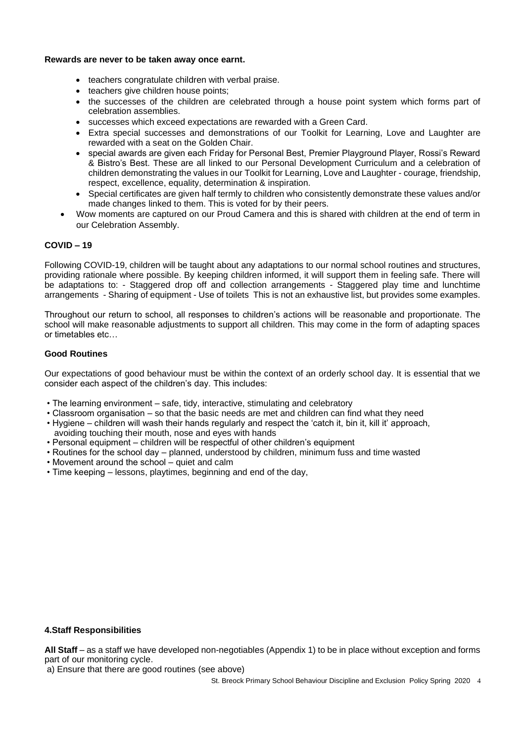**Rewards are never to be taken away once earnt.**

- teachers congratulate children with verbal praise.
- teachers give children house points;
- the successes of the children are celebrated through a house point system which forms part of celebration assemblies.
- successes which exceed expectations are rewarded with a Green Card.
- Extra special successes and demonstrations of our Toolkit for Learning, Love and Laughter are rewarded with a seat on the Golden Chair.
- special awards are given each Friday for Personal Best, Premier Playground Player, Rossi's Reward & Bistro's Best. These are all linked to our Personal Development Curriculum and a celebration of children demonstrating the values in our Toolkit for Learning, Love and Laughter - courage, friendship, respect, excellence, equality, determination & inspiration.
- Special certificates are given half termly to children who consistently demonstrate these values and/or made changes linked to them. This is voted for by their peers.
- Wow moments are captured on our Proud Camera and this is shared with children at the end of term in our Celebration Assembly.

**COVID – 19**

Following COVID-19, children will be taught about any adaptations to our normal school routines and structures, providing rationale where possible. By keeping children informed, it will support them in feeling safe. There will be adaptations to: - Staggered drop off and collection arrangements - Staggered play time and lunchtime arrangements - Sharing of equipment - Use of toilets This is not an exhaustive list, but provides some examples.

Throughout our return to school, all responses to children's actions will be reasonable and proportionate. The school will make reasonable adjustments to support all children. This may come in the form of adapting spaces or timetables etc…

**Good Routines**

Our expectations of good behaviour must be within the context of an orderly school day. It is essential that we consider each aspect of the children's day. This includes:

- The learning environment – safe, tidy, interactive, stimulating and celebratory
- Classroom organisation – so that the basic needs are met and children can find what they need
- Hygiene – children will wash their hands regularly and respect the 'catch it, bin it, kill it' approach, avoiding touching their mouth, nose and eyes with hands
- Personal equipment – children will be respectful of other children's equipment
- Routines for the school day – planned, understood by children, minimum fuss and time wasted
- Movement around the school – quiet and calm
- Time keeping – lessons, playtimes, beginning and end of the day,

**4.Staff Responsibilities**

**All Staff** – as a staff we have developed non-negotiables (Appendix 1) to be in place without exception and forms part of our monitoring cycle.

a) Ensure that there are good routines (see above)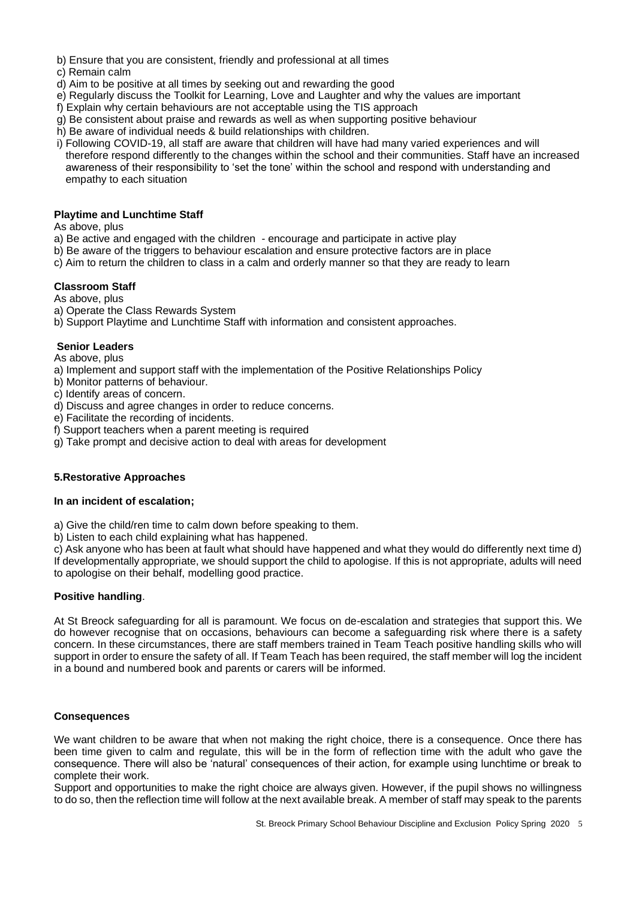b) Ensure that you are consistent, friendly and professional at all times
c) Remain calm
d) Aim to be positive at all times by seeking out and rewarding the good
e) Regularly discuss the Toolkit for Learning, Love and Laughter and why the values are important
f) Explain why certain behaviours are not acceptable using the TIS approach
g) Be consistent about praise and rewards as well as when supporting positive behaviour
h) Be aware of individual needs & build relationships with children.
i) Following COVID-19, all staff are aware that children will have had many varied experiences and will therefore respond differently to the changes within the school and their communities. Staff have an increased awareness of their responsibility to 'set the tone' within the school and respond with understanding and empathy to each situation

**Playtime and Lunchtime Staff**

As above, plus
a) Be active and engaged with the children - encourage and participate in active play
b) Be aware of the triggers to behaviour escalation and ensure protective factors are in place
c) Aim to return the children to class in a calm and orderly manner so that they are ready to learn

**Classroom Staff**

As above, plus
a) Operate the Class Rewards System
b) Support Playtime and Lunchtime Staff with information and consistent approaches.

**Senior Leaders**

As above, plus
a) Implement and support staff with the implementation of the Positive Relationships Policy
b) Monitor patterns of behaviour.
c) Identify areas of concern.
d) Discuss and agree changes in order to reduce concerns.
e) Facilitate the recording of incidents.
f) Support teachers when a parent meeting is required
g) Take prompt and decisive action to deal with areas for development

## 5.Restorative Approaches

**In an incident of escalation;**

a) Give the child/ren time to calm down before speaking to them.
b) Listen to each child explaining what has happened.
c) Ask anyone who has been at fault what should have happened and what they would do differently next time d) If developmentally appropriate, we should support the child to apologise. If this is not appropriate, adults will need to apologise on their behalf, modelling good practice.

**Positive handling**.

At St Breock safeguarding for all is paramount. We focus on de-escalation and strategies that support this. We do however recognise that on occasions, behaviours can become a safeguarding risk where there is a safety concern. In these circumstances, there are staff members trained in Team Teach positive handling skills who will support in order to ensure the safety of all. If Team Teach has been required, the staff member will log the incident in a bound and numbered book and parents or carers will be informed.

**Consequences**

We want children to be aware that when not making the right choice, there is a consequence. Once there has been time given to calm and regulate, this will be in the form of reflection time with the adult who gave the consequence. There will also be 'natural' consequences of their action, for example using lunchtime or break to complete their work.
Support and opportunities to make the right choice are always given. However, if the pupil shows no willingness to do so, then the reflection time will follow at the next available break. A member of staff may speak to the parents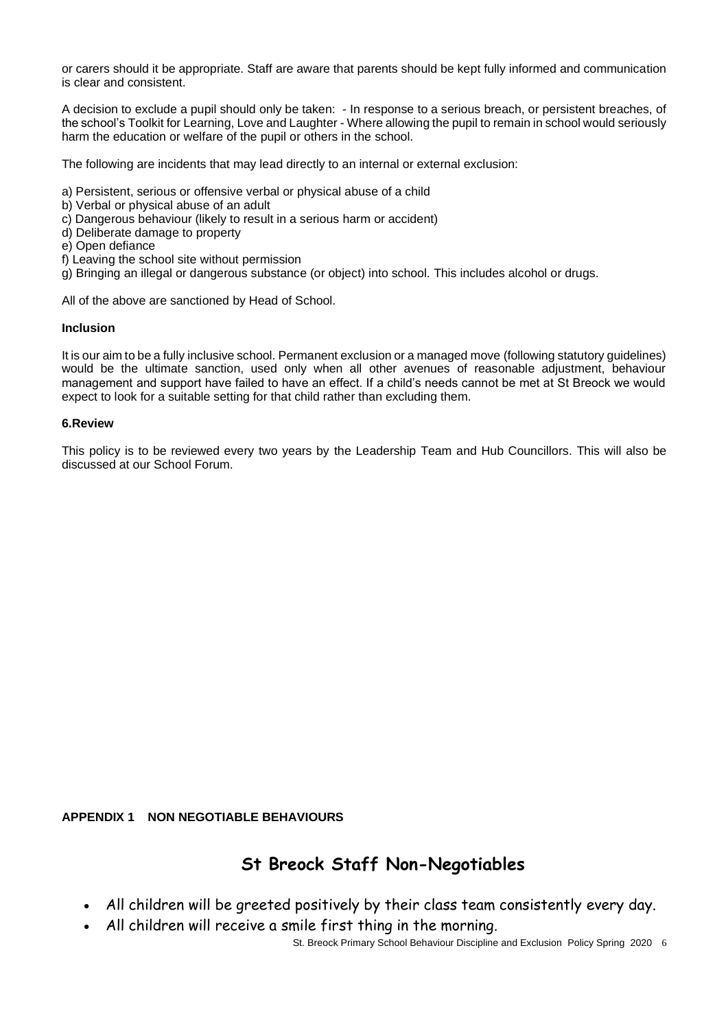or carers should it be appropriate. Staff are aware that parents should be kept fully informed and communication is clear and consistent.

A decision to exclude a pupil should only be taken: - In response to a serious breach, or persistent breaches, of the school's Toolkit for Learning, Love and Laughter - Where allowing the pupil to remain in school would seriously harm the education or welfare of the pupil or others in the school.

The following are incidents that may lead directly to an internal or external exclusion:

a) Persistent, serious or offensive verbal or physical abuse of a child
b) Verbal or physical abuse of an adult
c) Dangerous behaviour (likely to result in a serious harm or accident)
d) Deliberate damage to property
e) Open defiance
f) Leaving the school site without permission
g) Bringing an illegal or dangerous substance (or object) into school. This includes alcohol or drugs.

All of the above are sanctioned by Head of School.

**Inclusion**

It is our aim to be a fully inclusive school. Permanent exclusion or a managed move (following statutory guidelines) would be the ultimate sanction, used only when all other avenues of reasonable adjustment, behaviour management and support have failed to have an effect. If a child's needs cannot be met at St Breock we would expect to look for a suitable setting for that child rather than excluding them.

**6.Review**

This policy is to be reviewed every two years by the Leadership Team and Hub Councillors. This will also be discussed at our School Forum.

**APPENDIX 1 NON NEGOTIABLE BEHAVIOURS**

## St Breock Staff Non-Negotiables

- All children will be greeted positively by their class team consistently every day.
- All children will receive a smile first thing in the morning.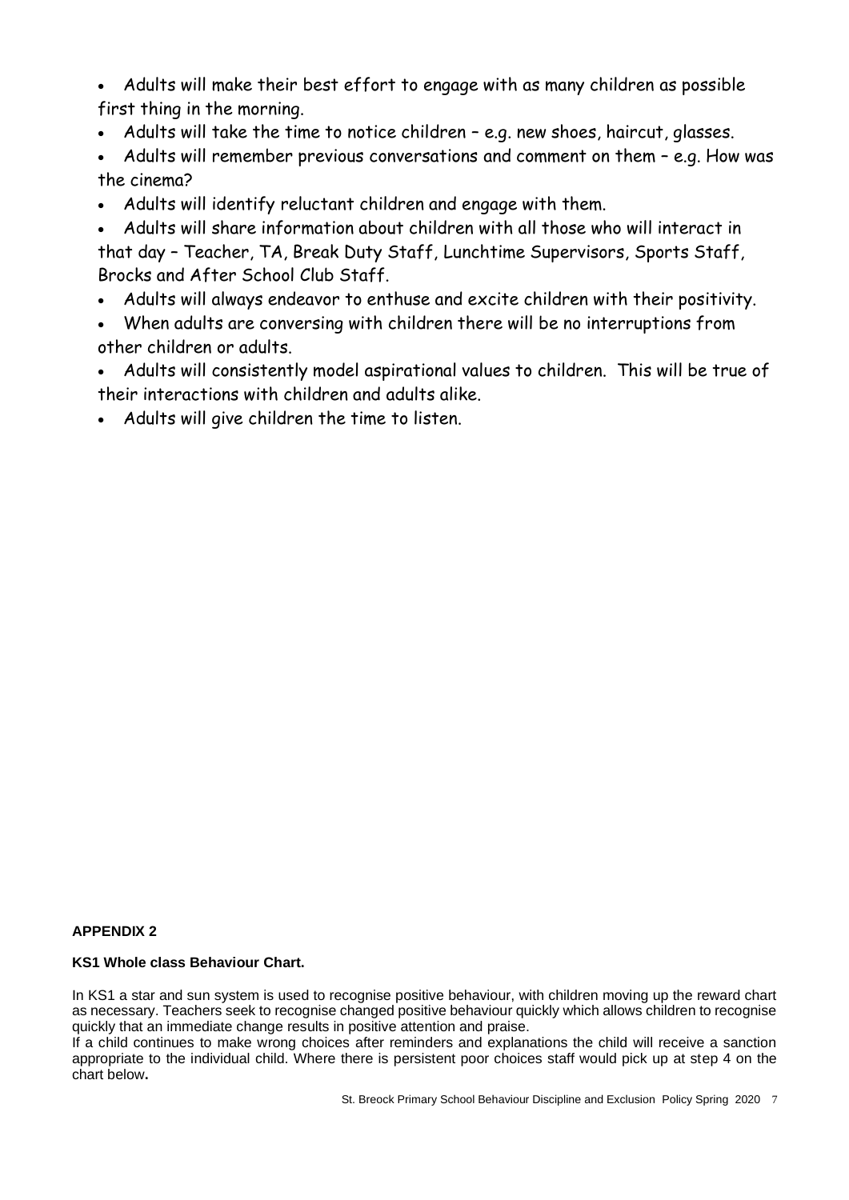- Adults will make their best effort to engage with as many children as possible first thing in the morning.
- Adults will take the time to notice children – e.g. new shoes, haircut, glasses.
- Adults will remember previous conversations and comment on them – e.g. How was the cinema?
- Adults will identify reluctant children and engage with them.
- Adults will share information about children with all those who will interact in that day – Teacher, TA, Break Duty Staff, Lunchtime Supervisors, Sports Staff, Brocks and After School Club Staff.
- Adults will always endeavor to enthuse and excite children with their positivity.
- When adults are conversing with children there will be no interruptions from other children or adults.
- Adults will consistently model aspirational values to children. This will be true of their interactions with children and adults alike.
- Adults will give children the time to listen.

**APPENDIX 2**

**KS1 Whole class Behaviour Chart.**

In KS1 a star and sun system is used to recognise positive behaviour, with children moving up the reward chart as necessary. Teachers seek to recognise changed positive behaviour quickly which allows children to recognise quickly that an immediate change results in positive attention and praise.

If a child continues to make wrong choices after reminders and explanations the child will receive a sanction appropriate to the individual child. Where there is persistent poor choices staff would pick up at step 4 on the chart below**.**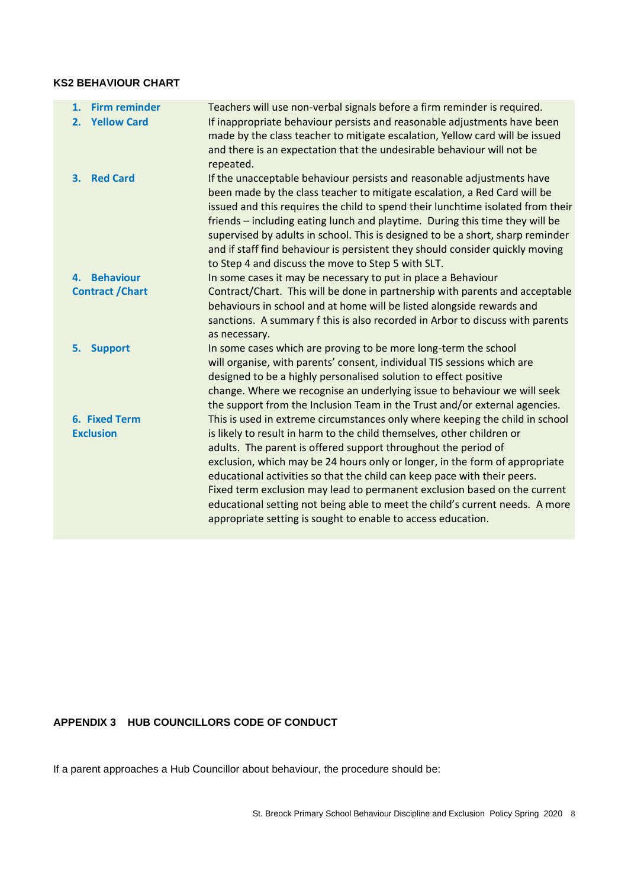### KS2 BEHAVIOUR CHART

| | |
|---|---|
| **1. Firm reminder** | Teachers will use non-verbal signals before a firm reminder is required. |
| **2. Yellow Card** | If inappropriate behaviour persists and reasonable adjustments have been made by the class teacher to mitigate escalation, Yellow card will be issued and there is an expectation that the undesirable behaviour will not be repeated. |
| **3. Red Card** | If the unacceptable behaviour persists and reasonable adjustments have been made by the class teacher to mitigate escalation, a Red Card will be issued and this requires the child to spend their lunchtime isolated from their friends – including eating lunch and playtime. During this time they will be supervised by adults in school. This is designed to be a short, sharp reminder and if staff find behaviour is persistent they should consider quickly moving to Step 4 and discuss the move to Step 5 with SLT. |
| **4. Behaviour Contract /Chart** | In some cases it may be necessary to put in place a Behaviour Contract/Chart. This will be done in partnership with parents and acceptable behaviours in school and at home will be listed alongside rewards and sanctions. A summary f this is also recorded in Arbor to discuss with parents as necessary. |
| **5. Support** | In some cases which are proving to be more long-term the school will organise, with parents' consent, individual TIS sessions which are designed to be a highly personalised solution to effect positive change. Where we recognise an underlying issue to behaviour we will seek the support from the Inclusion Team in the Trust and/or external agencies. |
| **6. Fixed Term Exclusion** | This is used in extreme circumstances only where keeping the child in school is likely to result in harm to the child themselves, other children or adults. The parent is offered support throughout the period of exclusion, which may be 24 hours only or longer, in the form of appropriate educational activities so that the child can keep pace with their peers. Fixed term exclusion may lead to permanent exclusion based on the current educational setting not being able to meet the child's current needs. A more appropriate setting is sought to enable to access education. |

### APPENDIX 3 HUB COUNCILLORS CODE OF CONDUCT

If a parent approaches a Hub Councillor about behaviour, the procedure should be: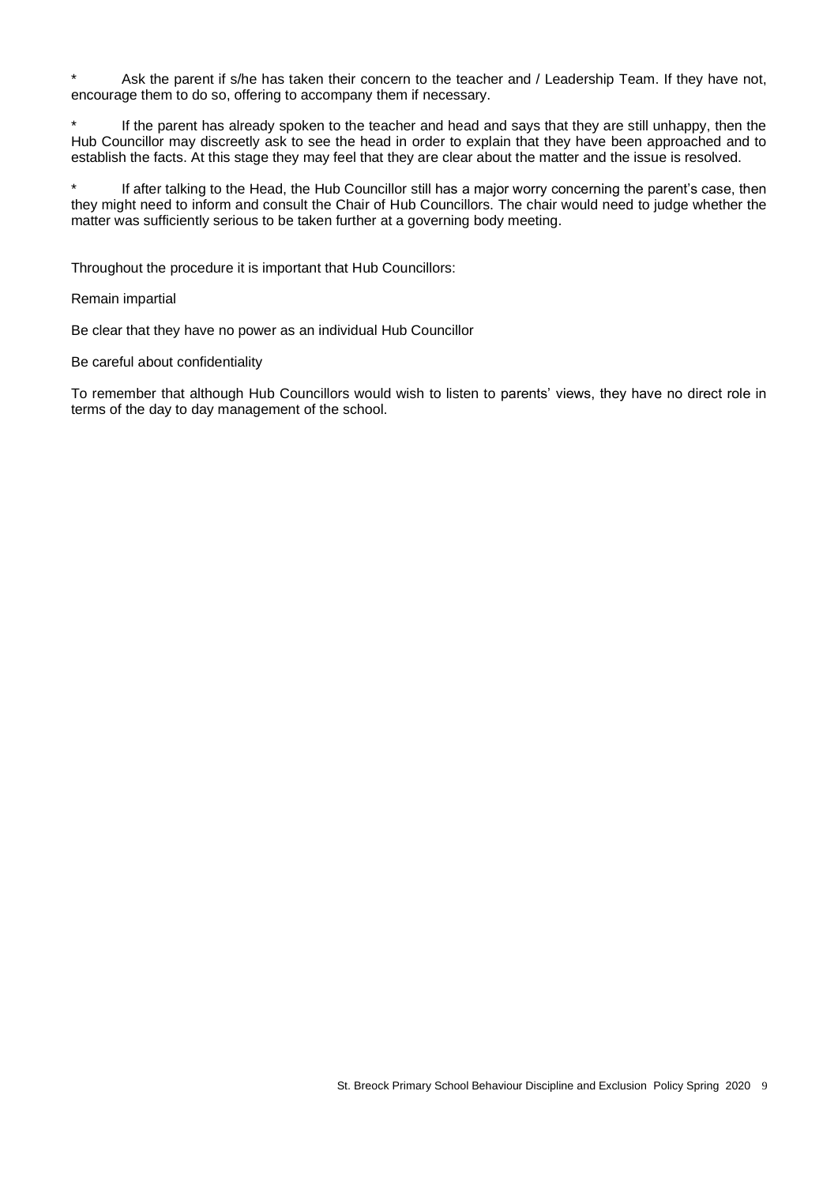* Ask the parent if s/he has taken their concern to the teacher and / Leadership Team. If they have not, encourage them to do so, offering to accompany them if necessary.

* If the parent has already spoken to the teacher and head and says that they are still unhappy, then the Hub Councillor may discreetly ask to see the head in order to explain that they have been approached and to establish the facts. At this stage they may feel that they are clear about the matter and the issue is resolved.

* If after talking to the Head, the Hub Councillor still has a major worry concerning the parent's case, then they might need to inform and consult the Chair of Hub Councillors. The chair would need to judge whether the matter was sufficiently serious to be taken further at a governing body meeting.

Throughout the procedure it is important that Hub Councillors:

Remain impartial

Be clear that they have no power as an individual Hub Councillor

Be careful about confidentiality

To remember that although Hub Councillors would wish to listen to parents' views, they have no direct role in terms of the day to day management of the school.